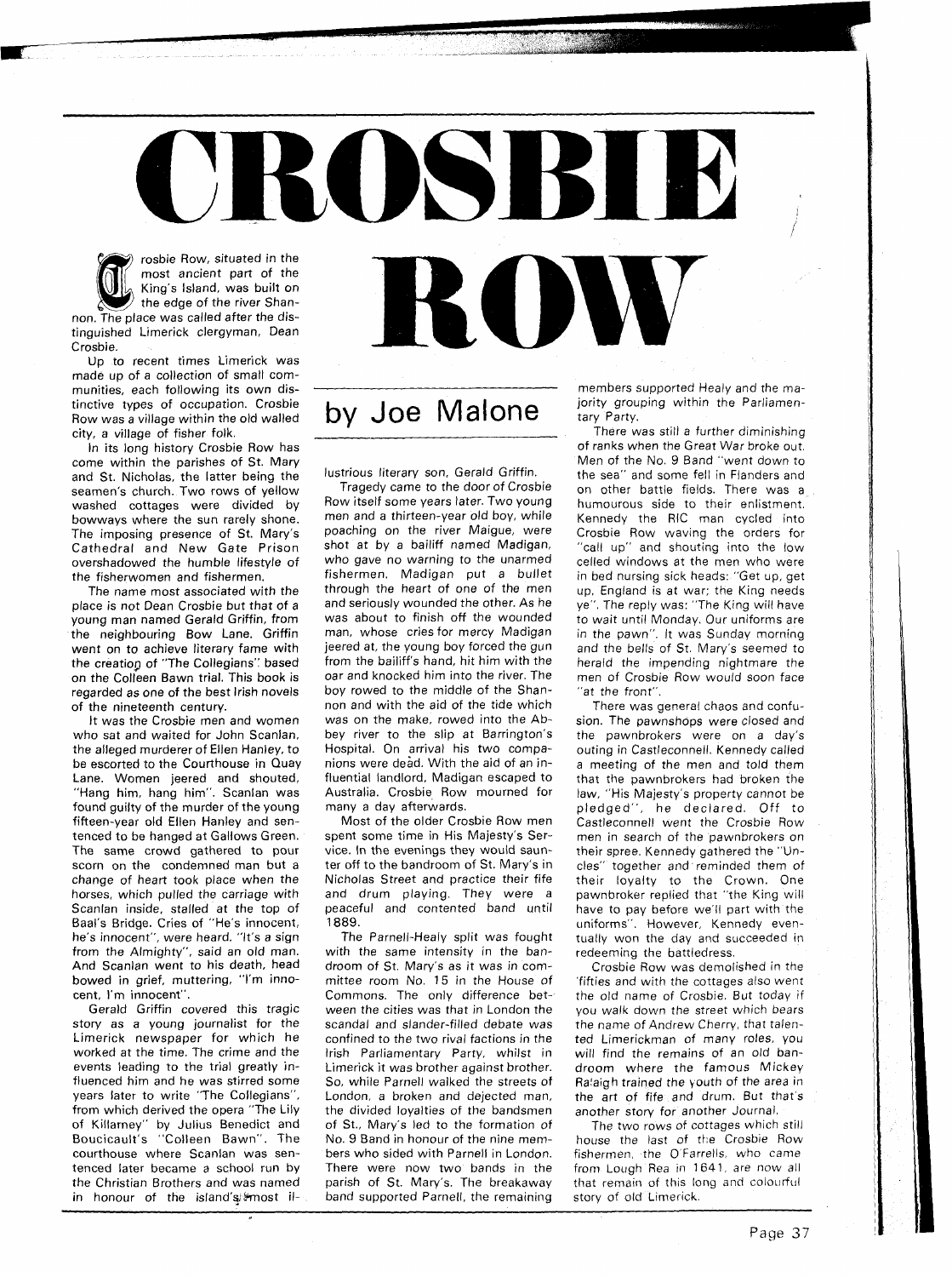# CROSBIE ROW

## by Joe Malone

Crosbie Row, situated in the most ancient part of the King's Island, was built on the edge of the river Shannon. The place was called after the distinguished Limerick clergyman, Dean Crosbie.

Up to recent times Limerick was made up of a collection of small communities, each following its own distinctive types of occupation. Crosbie Row was a village within the old walled city, a village of fisher folk.

In its long history Crosbie Row has come within the parishes of St. Mary and St. Nicholas, the latter being the seamen's church. Two rows of yellow washed cottages were divided by bowways where the sun rarely shone. The imposing presence of St. Mary's Cathedral and New Gate Prison overshadowed the humble lifestyle of the fisherwomen and fishermen.

The name most associated with the place is not Dean Crosbie but that of a young man named Gerald Griffin, from the neighbouring Bow Lane. Griffin went on to achieve literary fame with the creation of "The Collegians" based on the Colleen Bawn trial. This book is regarded as one of the best Irish novels of the nineteenth century.

It was the Crosbie men and women who sat and waited for John Scanlan, the alleged murderer of Ellen Hanley, to be escorted to the Courthouse in Quay Lane. Women jeered and shouted, "Hang him, hang him". Scanlan was found guilty of the murder of the young fifteen-year old Ellen Hanley and sentenced to be hanged at Gallows Green. The same crowd gathered to pour scorn on the condemned man but a change of heart took place when the horses, which pulled the carriage with Scanlan inside, stalled at the top of Baal's Bridge. Cries of "He's innocent, he's innocent", were heard. "It's a sign from the Almighty", said an old man. And Scanlan went to his death, head bowed in grief, muttering, "I'm innocent, I'm innocent".

Gerald Griffin covered this tragic story as a young journalist for the Limerick newspaper for which he worked at the time. The crime and the events leading to the trial greatly influenced him and he was stirred some years later to write "The Collegians", from which derived the opera "The Lily of Killarney" by Julius Benedict and Boucicault's "Colleen Bawn". The courthouse where Scanlan was sentenced later became a school run by the Christian Brothers and was named in honour of the island's most illustrious literary son, Gerald Griffin.

Tragedy came to the door of Crosbie Row itself some years later. Two young men and a thirteen-year old boy, while poaching on the river Maigue, were shot at by a bailiff named Madigan, who gave no warning to the unarmed fishermen. Madigan put a bullet through the heart of one of the men and seriously wounded the other. As he was about to finish off the wounded man, whose cries for mercy Madigan jeered at, the young boy forced the gun from the bailiff's hand, hit him with the oar and knocked him into the river. The boy rowed to the middle of the Shannon and with the aid of the tide which was on the make, rowed into the Abbey river to the slip at Barrington's Hospital. On arrival his two companions were dead. With the aid of an influential landlord, Madigan escaped to Australia. Crosbie Row mourned for many a day afterwards.

Most of the older Crosbie Row men spent some time in His Majesty's Service. In the evenings they would saunter off to the bandroom of St. Mary's in Nicholas Street and practice their fife and drum playing. They were a peaceful and contented band until 1889.

The Parnell-Healy split was fought with the same intensity in the bandroom of St. Mary's as it was in committee room No. 15 in the House of Commons. The only difference between the cities was that in London the scandal and slander-filled debate was confined to the two rival factions in the Irish Parliamentary Party, whilst in Limerick it was brother against brother. So, while Parnell walked the streets of London, a broken and dejected man, the divided loyalties of the bandsmen of St., Mary's led to the formation of No. 9 Band in honour of the nine members who sided with Parnell in London. There were now two bands in the parish of St. Mary's. The breakaway band supported Parnell, the remaining members supported Healy and the majority grouping within the Parliamentary Party.

There was still a further diminishing of ranks when the Great War broke out. Men of the No. 9 Band "went down to the sea" and some fell in Flanders and on other battle fields. There was a humourous side to their enlistment. Kennedy the RIC man cycled into Crosbie Row waving the orders for "call up" and shouting into the low celled windows at the men who were in bed nursing sick heads: "Get up, get up, England is at war; the King needs ye". The reply was: "The King will have to wait until Monday. Our uniforms are in the pawn". It was Sunday morning and the bells of St. Mary's seemed to herald the impending nightmare the men of Crosbie Row would soon face "at the front".

There was general chaos and confusion. The pawnshops were closed and the pawnbrokers were on a day's outing in Castleconnell. Kennedy called a meeting of the men and told them that the pawnbrokers had broken the law, "His Majesty's property cannot be pledged", he declared. Off to Castleconnell went the Crosbie Row men in search of the pawnbrokers on their spree. Kennedy gathered the "Uncles" together and reminded them of their loyalty to the Crown. One pawnbroker replied that "the King will have to pay before we'll part with the uniforms". However, Kennedy eventually won the day and succeeded in redeeming the battledress.

Crosbie Row was demolished in the 'fifties and with the cottages also went the old name of Crosbie. But today if you walk down the street which bears the name of Andrew Cherry, that talented Limerickman of many roles, you will find the remains of an old bandroom where the famous Mickey Raleigh trained the youth of the area in the art of fife and drum. But that's another story for another Journal.

The two rows of cottages which still house the last of the Crosbie Row fishermen, the O'Farrells, who came from Lough Rea in 1641, are now all that remain of this long and colourful story of old Limerick.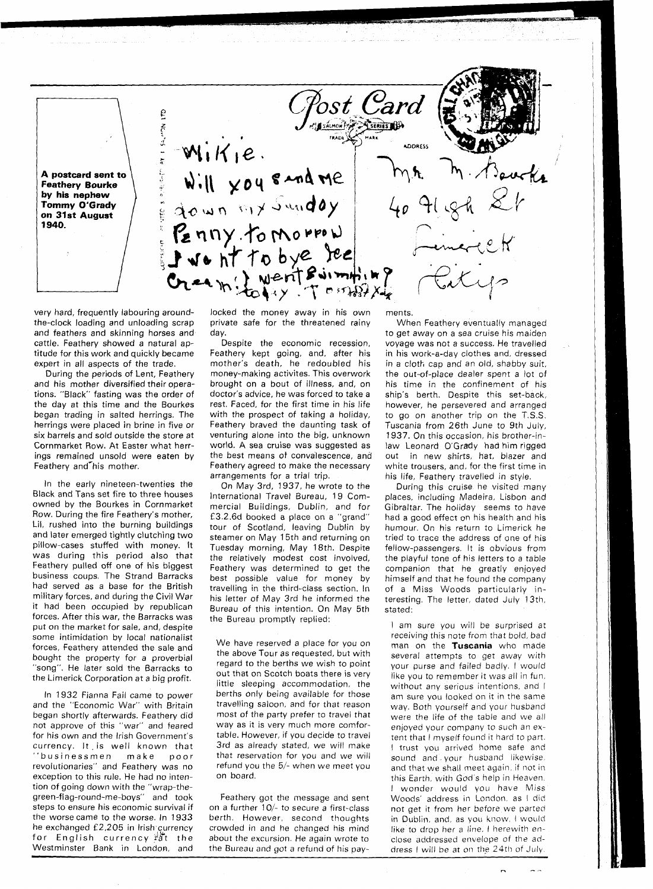A postcard sent to Feathery Bourke by his nephew Tommy O'Grady on 31st August 1940.

Post Card

Mikie.
Will you send me
down my Sunday
Penny tomorrow
I want to bye Ice
Cream I went Swimming
today. Tommy

Mr. M. Bourke
40 High St
Limerick
City

very hard, frequently labouring around-the-clock loading and unloading scrap and feathers and skinning horses and cattle. Feathery showed a natural aptitude for this work and quickly became expert in all aspects of the trade.

During the periods of Lent, Feathery and his mother diversified their operations. "Black" fasting was the order of the day at this time and the Bourkes began trading in salted herrings. The herrings were placed in brine in five or six barrels and sold outside the store at Cornmarket Row. At Easter what herrings remained unsold were eaten by Feathery and his mother.

In the early nineteen-twenties the Black and Tans set fire to three houses owned by the Bourkes in Cornmarket Row. During the fire Feathery's mother, Lil, rushed into the burning buildings and later emerged tightly clutching two pillow-cases stuffed with money. It was during this period also that Feathery pulled off one of his biggest business coups. The Strand Barracks had served as a base for the British military forces, and during the Civil War it had been occupied by republican forces. After this war, the Barracks was put on the market for sale, and, despite some intimidation by local nationalist forces, Feathery attended the sale and bought the property for a proverbial "song". He later sold the Barracks to the Limerick Corporation at a big profit.

In 1932 Fianna Fail came to power and the "Economic War" with Britain began shortly afterwards. Feathery did not approve of this "war" and feared for his own and the Irish Government's currency. It is well known that "businessmen make poor revolutionaries" and Feathery was no exception to this rule. He had no intention of going down with the "wrap-the-green-flag-round-me-boys" and took steps to ensure his economic survival if the worse came to the worse. In 1933 he exchanged £2,205 in Irish currency for English currency at the Westminster Bank in London, and locked the money away in his own private safe for the threatened rainy day.

Despite the economic recession, Feathery kept going, and, after his mother's death, he redoubled his money-making activites. This overwork brought on a bout of illness, and, on doctor's advice, he was forced to take a rest. Faced, for the first time in his life with the prospect of taking a holiday, Feathery braved the daunting task of venturing alone into the big, unknown world. A sea cruise was suggested as the best means of convalescence, and Feathery agreed to make the necessary arrangements for a trial trip.

On May 3rd, 1937, he wrote to the International Travel Bureau, 19 Commercial Buildings, Dublin, and for £3.2.6d booked a place on a "grand" tour of Scotland, leaving Dublin by steamer on May 15th and returning on Tuesday morning, May 18th. Despite the relatively modest cost involved, Feathery was determined to get the best possible value for money by travelling in the third-class section. In his letter of May 3rd he informed the Bureau of this intention. On May 5th the Bureau promptly replied:

> We have reserved a place for you on the above Tour as requested, but with regard to the berths we wish to point out that on Scotch boats there is very little sleeping accommodation, the berths only being available for those travelling saloon, and for that reason most of the party prefer to travel that way as it is very much more comfortable. However, if you decide to travel 3rd as already stated, we will make that reservation for you and we will refund you the 5/- when we meet you on board.

Feathery got the message and sent on a further 10/- to secure a first-class berth. However, second thoughts crowded in and he changed his mind about the excursion. He again wrote to the Bureau and got a refund of his payments.

When Feathery eventually managed to get away on a sea cruise his maiden voyage was not a success. He travelled in his work-a-day clothes and, dressed in a cloth cap and an old, shabby suit, the out-of-place dealer spent a lot of his time in the confinement of his ship's berth. Despite this set-back, however, he persevered and arranged to go on another trip on the T.S.S. Tuscania from 26th June to 9th July, 1937. On this occasion, his brother-in-law Leonard O'Grady had him rigged out in new shirts, hat, blazer and white trousers, and, for the first time in his life, Feathery travelled in style.

During this cruise he visited many places, including Madeira, Lisbon and Gibraltar. The holiday seems to have had a good effect on his health and his humour. On his return to Limerick he tried to trace the address of one of his fellow-passengers. It is obvious from the playful tone of his letters to a table companion that he greatly enjoyed himself and that he found the company of a Miss Woods particularly interesting. The letter, dated July 13th, stated:

> I am sure you will be surprised at receiving this note from that bold, bad man on the **Tuscania** who made several attempts to get away with your purse and failed badly. I would like you to remember it was all in fun, without any serious intentions, and I am sure you looked on it in the same way. Both yourself and your husband were the life of the table and we all enjoyed your company to such an extent that I myself found it hard to part. I trust you arrived home safe and sound and your husband likewise, and that we shall meet again, if not in this Earth, with God's help in Heaven. I wonder would you have Miss Woods' address in London, as I did not get it from her before we parted in Dublin, and, as you know, I would like to drop her a line. I herewith enclose addressed envelope of the address I will be at on the 24th of July.